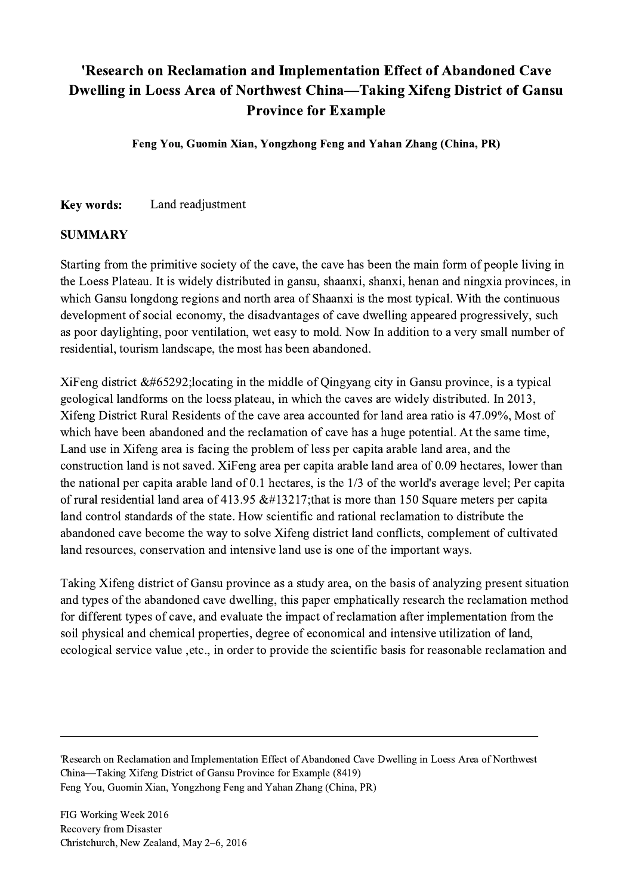# 'Research on Reclamation and Implementation Effect of Abandoned Cave Dwelling in Loess Area of Northwest China—Taking Xifeng District of Gansu Province for Example

**Feng You, Guomin Xian, Yongzhong Feng and Yahan Zhang (China, PR)**

**Key words:** Land readjustment

## SUMMARY

Starting from the primitive society of the cave, the cave has been the main form of people living in the Loess Plateau. It is widely distributed in gansu, shaanxi, shanxi, henan and ningxia provinces, in which Gansu longdong regions and north area of Shaanxi is the most typical. With the continuous development of social economy, the disadvantages of cave dwelling appeared progressively, such as poor daylighting, poor ventilation, wet easy to mold. Now In addition to a very small number of residential, tourism landscape, the most has been abandoned.

XiFeng district &#65292;locating in the middle of Qingyang city in Gansu province, is a typical geological landforms on the loess plateau, in which the caves are widely distributed. In 2013, Xifeng District Rural Residents of the cave area accounted for land area ratio is 47.09%, Most of which have been abandoned and the reclamation of cave has a huge potential. At the same time, Land use in Xifeng area is facing the problem of less per capita arable land area, and the construction land is not saved. XiFeng area per capita arable land area of 0.09 hectares, lower than the national per capita arable land of 0.1 hectares, is the 1/3 of the world's average level; Per capita of rural residential land area of 413.95 &#13217;that is more than 150 Square meters per capita land control standards of the state. How scientific and rational reclamation to distribute the abandoned cave become the way to solve Xifeng district land conflicts, complement of cultivated land resources, conservation and intensive land use is one of the important ways.

Taking Xifeng district of Gansu province as a study area, on the basis of analyzing present situation and types of the abandoned cave dwelling, this paper emphatically research the reclamation method for different types of cave, and evaluate the impact of reclamation after implementation from the soil physical and chemical properties, degree of economical and intensive utilization of land, ecological service value ,etc., in order to provide the scientific basis for reasonable reclamation and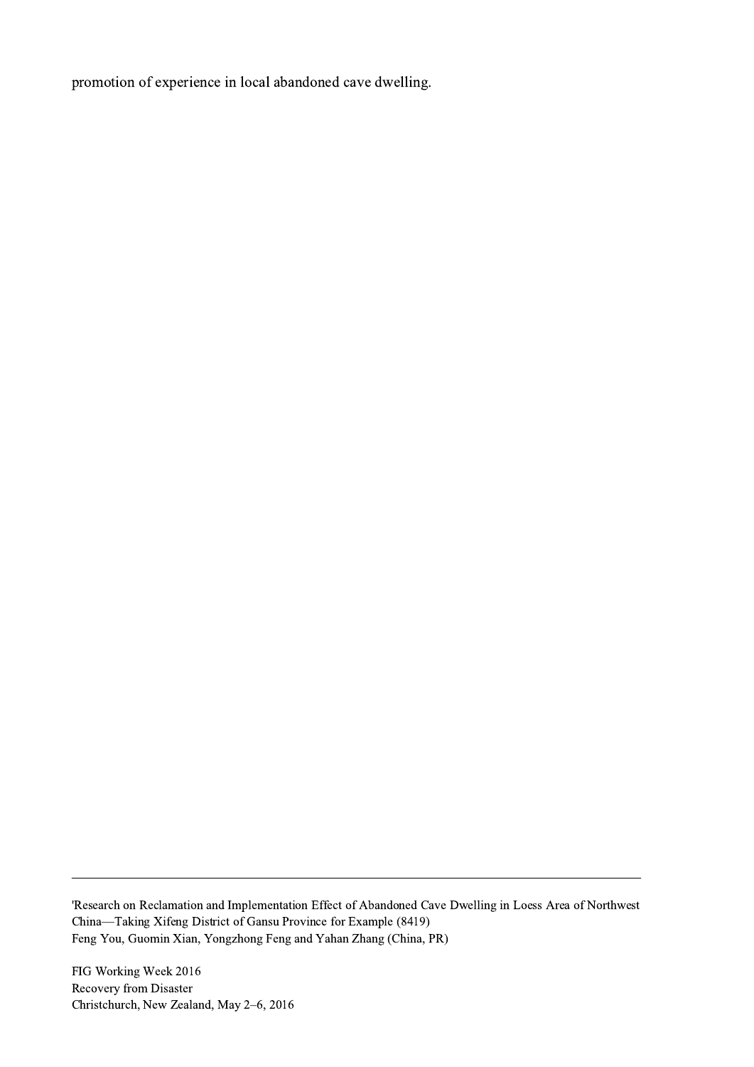promotion of experience in local abandoned cave dwelling.